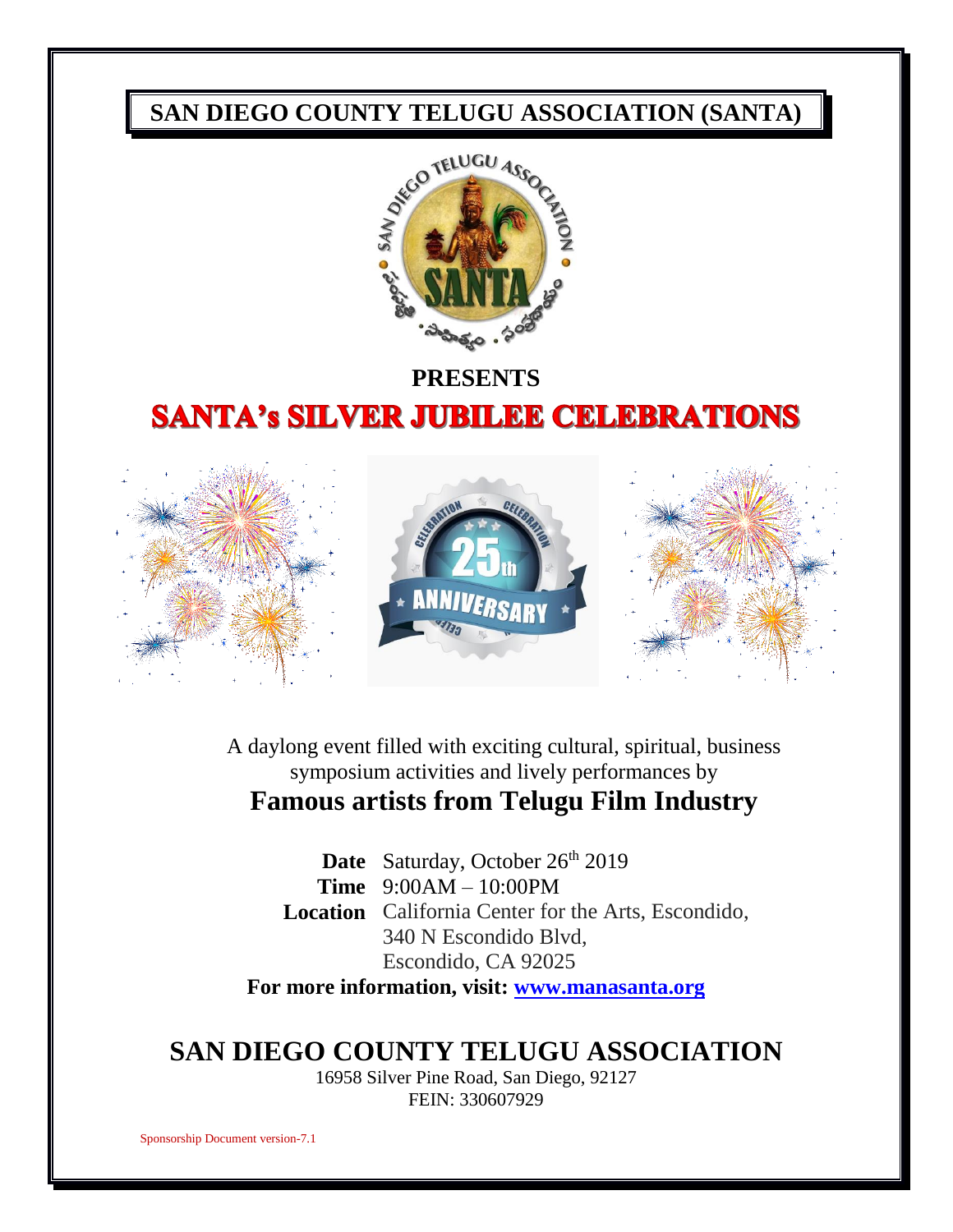# SAN DIEGO COUNTY TELUGU ASSOCIATION (SANTA)

**PRESENTS**

# SANTA's SILVER JUBILEE CELEBRATIONS

A daylong event filled with exciting cultural, spiritual, business symposium activities and lively performances by

## Famous artists from Telugu Film Industry

**Date** Saturday, October 26th 2019
**Time** 9:00AM – 10:00PM
**Location** California Center for the Arts, Escondido,
340 N Escondido Blvd,
Escondido, CA 92025

**For more information, visit: www.manasanta.org**

## SAN DIEGO COUNTY TELUGU ASSOCIATION

16958 Silver Pine Road, San Diego, 92127
FEIN: 330607929

Sponsorship Document version-7.1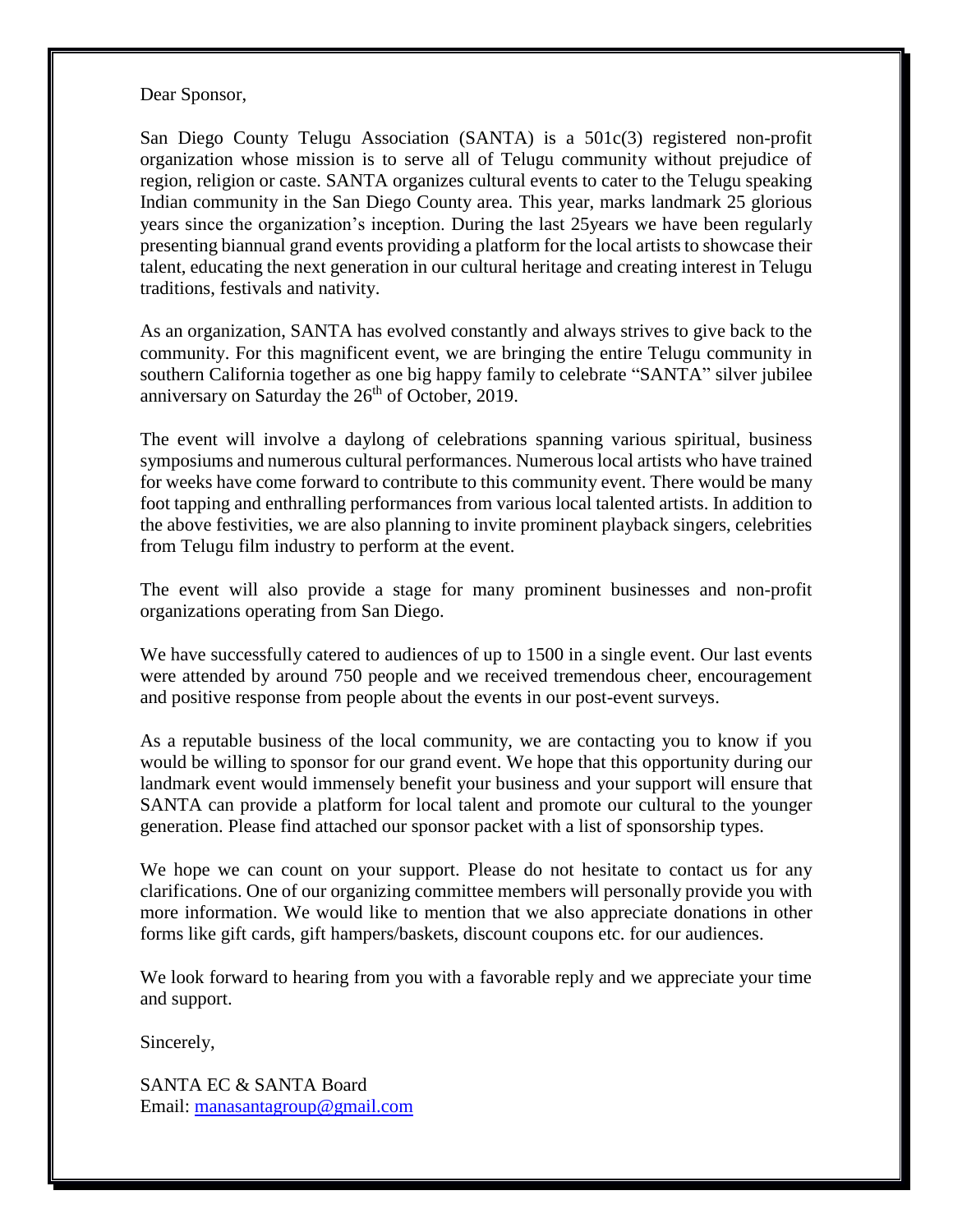Dear Sponsor,

San Diego County Telugu Association (SANTA) is a 501c(3) registered non-profit organization whose mission is to serve all of Telugu community without prejudice of region, religion or caste. SANTA organizes cultural events to cater to the Telugu speaking Indian community in the San Diego County area. This year, marks landmark 25 glorious years since the organization's inception. During the last 25years we have been regularly presenting biannual grand events providing a platform for the local artists to showcase their talent, educating the next generation in our cultural heritage and creating interest in Telugu traditions, festivals and nativity.

As an organization, SANTA has evolved constantly and always strives to give back to the community. For this magnificent event, we are bringing the entire Telugu community in southern California together as one big happy family to celebrate "SANTA" silver jubilee anniversary on Saturday the 26th of October, 2019.

The event will involve a daylong of celebrations spanning various spiritual, business symposiums and numerous cultural performances. Numerous local artists who have trained for weeks have come forward to contribute to this community event. There would be many foot tapping and enthralling performances from various local talented artists. In addition to the above festivities, we are also planning to invite prominent playback singers, celebrities from Telugu film industry to perform at the event.

The event will also provide a stage for many prominent businesses and non-profit organizations operating from San Diego.

We have successfully catered to audiences of up to 1500 in a single event. Our last events were attended by around 750 people and we received tremendous cheer, encouragement and positive response from people about the events in our post-event surveys.

As a reputable business of the local community, we are contacting you to know if you would be willing to sponsor for our grand event. We hope that this opportunity during our landmark event would immensely benefit your business and your support will ensure that SANTA can provide a platform for local talent and promote our cultural to the younger generation. Please find attached our sponsor packet with a list of sponsorship types.

We hope we can count on your support. Please do not hesitate to contact us for any clarifications. One of our organizing committee members will personally provide you with more information. We would like to mention that we also appreciate donations in other forms like gift cards, gift hampers/baskets, discount coupons etc. for our audiences.

We look forward to hearing from you with a favorable reply and we appreciate your time and support.

Sincerely,

SANTA EC & SANTA Board
Email: manasantagroup@gmail.com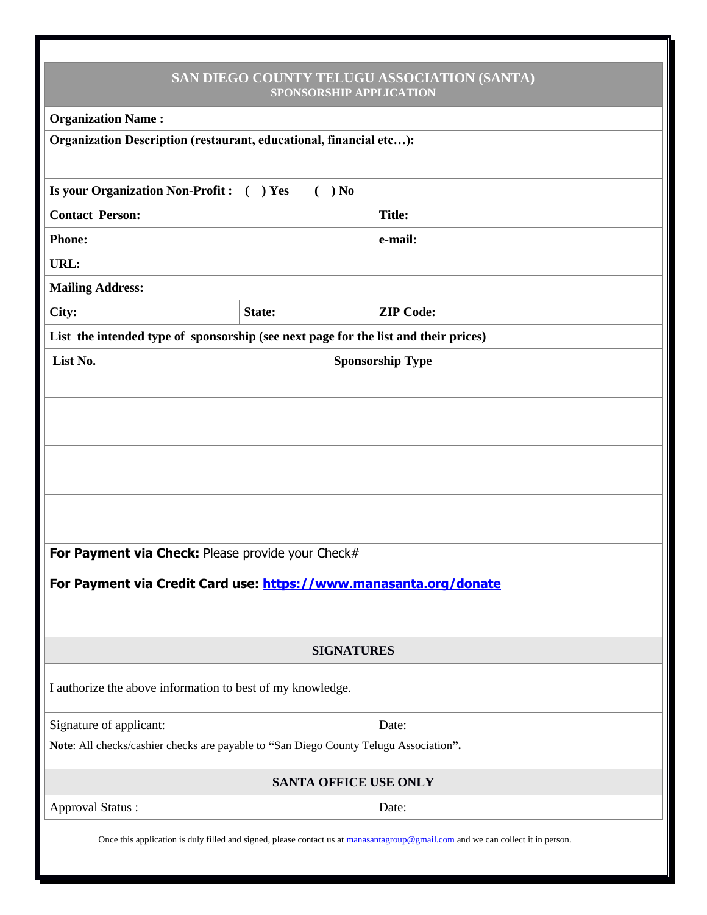# SAN DIEGO COUNTY TELUGU ASSOCIATION (SANTA)

## SPONSORSHIP APPLICATION

| | | |
|---|---|---|
| **Organization Name :** | | |
| **Organization Description (restaurant, educational, financial etc…):** | | |
| **Is your Organization Non-Profit : ( ) Yes ( ) No** | | |
| **Contact Person:** | | **Title:** |
| **Phone:** | | **e-mail:** |
| **URL:** | | |
| **Mailing Address:** | | |
| **City:** | **State:** | **ZIP Code:** |

**List the intended type of sponsorship (see next page for the list and their prices)**

| List No. | Sponsorship Type |
|---|---|
| | |
| | |
| | |
| | |
| | |
| | |
| | |

**For Payment via Check:** Please provide your Check#

**For Payment via Credit Card use:** **https://www.manasanta.org/donate**

### SIGNATURES

I authorize the above information to best of my knowledge.

| | |
|---|---|
| Signature of applicant: | Date: |

**Note**: All checks/cashier checks are payable to **"**San Diego County Telugu Association**".**

### SANTA OFFICE USE ONLY

| | |
|---|---|
| Approval Status : | Date: |

Once this application is duly filled and signed, please contact us at manasantagroup@gmail.com and we can collect it in person.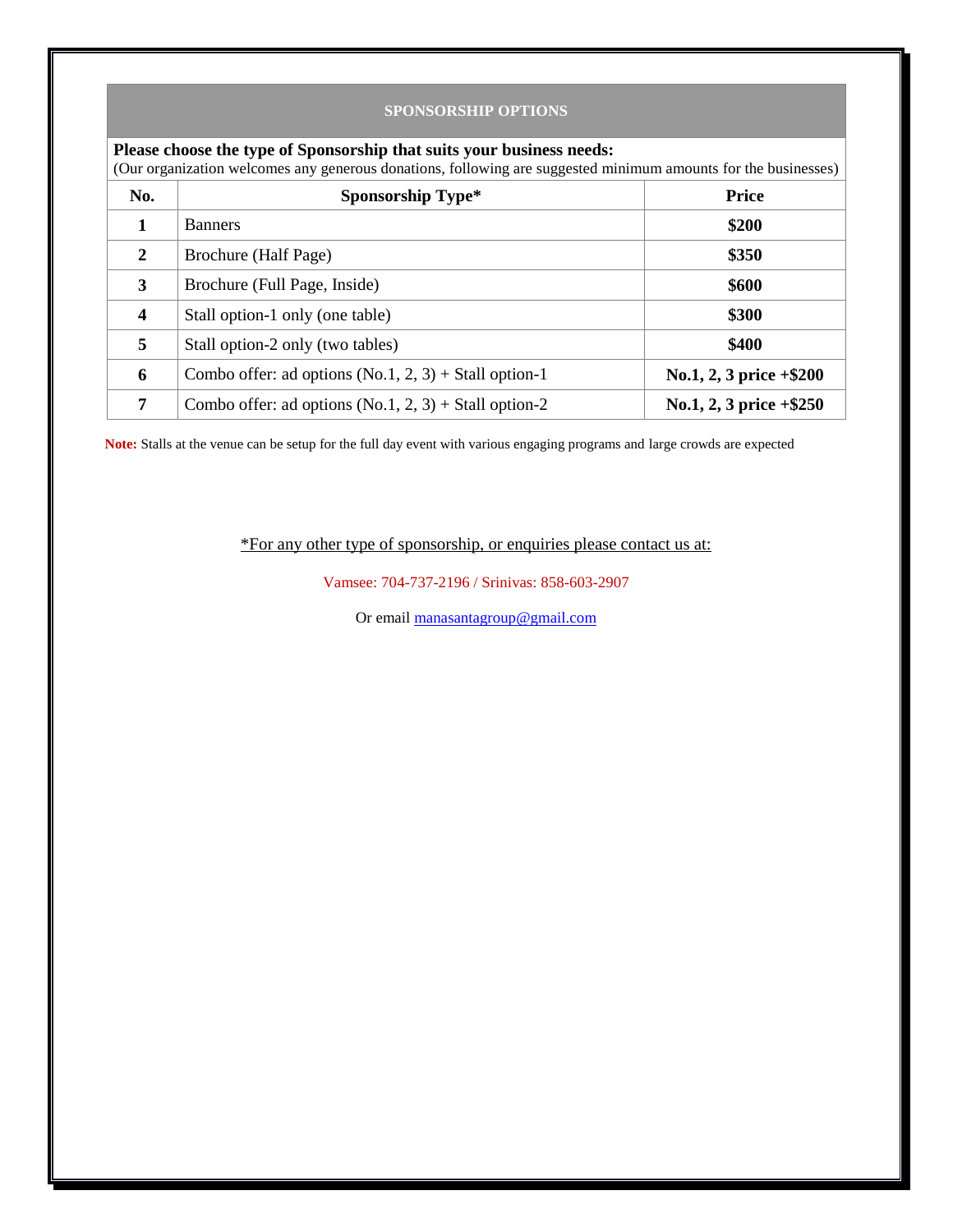## SPONSORSHIP OPTIONS

**Please choose the type of Sponsorship that suits your business needs:**
(Our organization welcomes any generous donations, following are suggested minimum amounts for the businesses)

| No. | Sponsorship Type* | Price |
|---|---|---|
| **1** | Banners | **$200** |
| **2** | Brochure (Half Page) | **$350** |
| **3** | Brochure (Full Page, Inside) | **$600** |
| **4** | Stall option-1 only (one table) | **$300** |
| **5** | Stall option-2 only (two tables) | **$400** |
| **6** | Combo offer: ad options (No.1, 2, 3) + Stall option-1 | **No.1, 2, 3 price +$200** |
| **7** | Combo offer: ad options (No.1, 2, 3) + Stall option-2 | **No.1, 2, 3 price +$250** |

**Note:** Stalls at the venue can be setup for the full day event with various engaging programs and large crowds are expected

*For any other type of sponsorship, or enquiries please contact us at:

Vamsee: 704-737-2196 / Srinivas: 858-603-2907

Or email manasantagroup@gmail.com